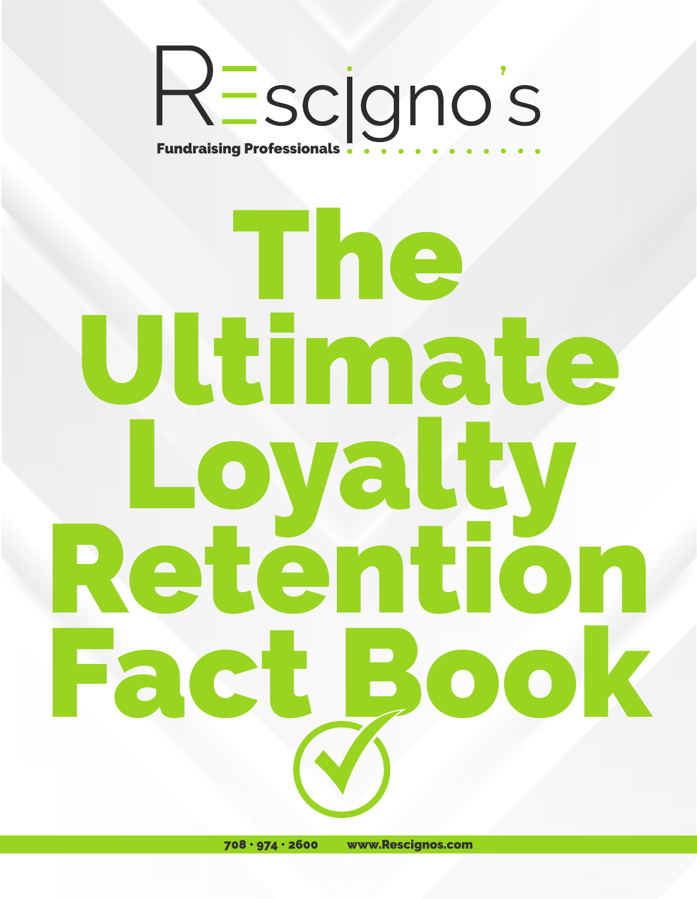Rescigno's

**Fundraising Professionals**

# The Ultimate Loyalty Retention Fact Book

**708 · 974 · 2600** **www.Rescignos.com**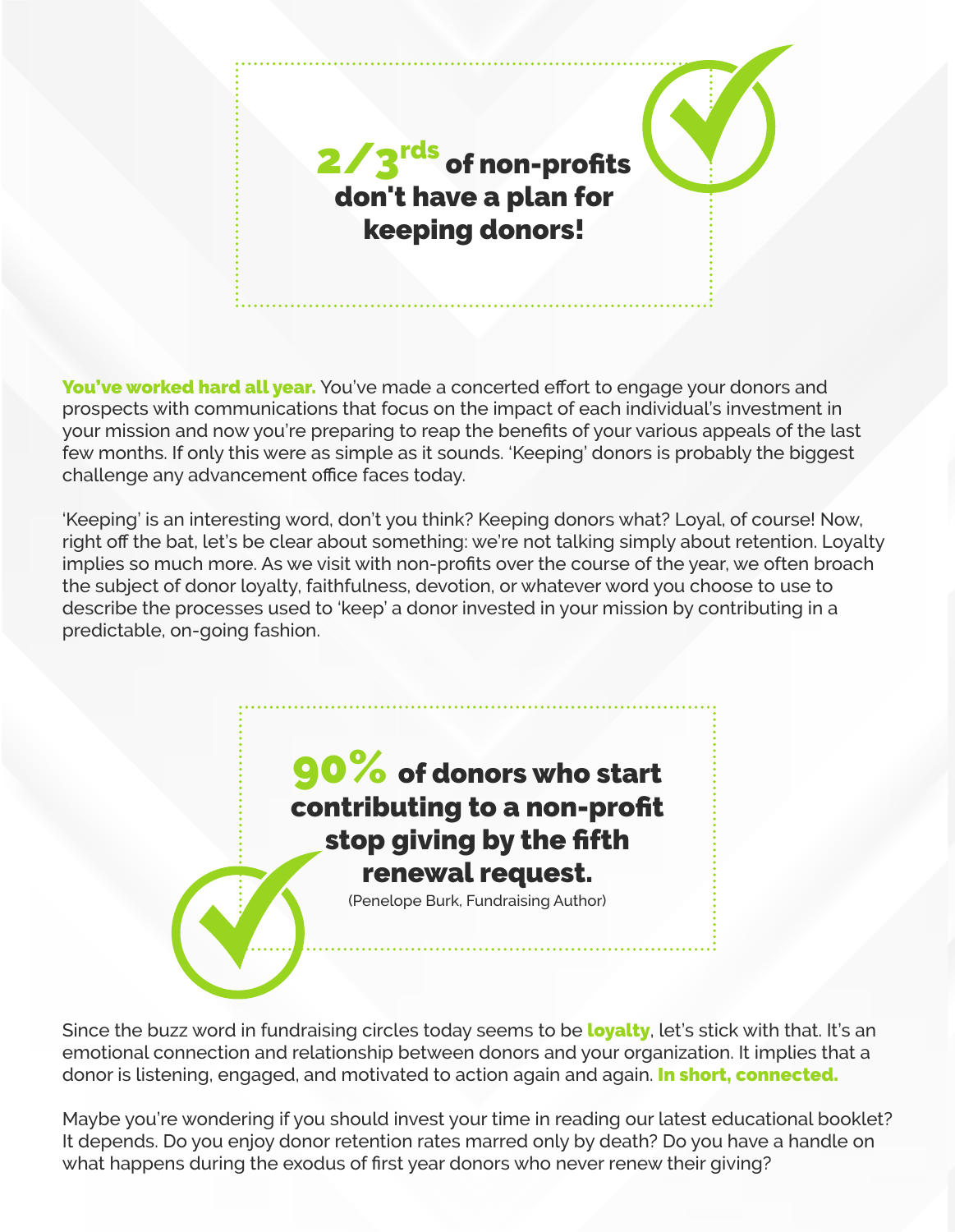**2/3rds of non-profits don't have a plan for keeping donors!**

**You've worked hard all year.** You've made a concerted effort to engage your donors and prospects with communications that focus on the impact of each individual's investment in your mission and now you're preparing to reap the benefits of your various appeals of the last few months. If only this were as simple as it sounds. 'Keeping' donors is probably the biggest challenge any advancement office faces today.

'Keeping' is an interesting word, don't you think? Keeping donors what? Loyal, of course! Now, right off the bat, let's be clear about something: we're not talking simply about retention. Loyalty implies so much more. As we visit with non-profits over the course of the year, we often broach the subject of donor loyalty, faithfulness, devotion, or whatever word you choose to use to describe the processes used to 'keep' a donor invested in your mission by contributing in a predictable, on-going fashion.

**90% of donors who start contributing to a non-profit stop giving by the fifth renewal request.**

(Penelope Burk, Fundraising Author)

Since the buzz word in fundraising circles today seems to be **loyalty**, let's stick with that. It's an emotional connection and relationship between donors and your organization. It implies that a donor is listening, engaged, and motivated to action again and again. **In short, connected.**

Maybe you're wondering if you should invest your time in reading our latest educational booklet? It depends. Do you enjoy donor retention rates marred only by death? Do you have a handle on what happens during the exodus of first year donors who never renew their giving?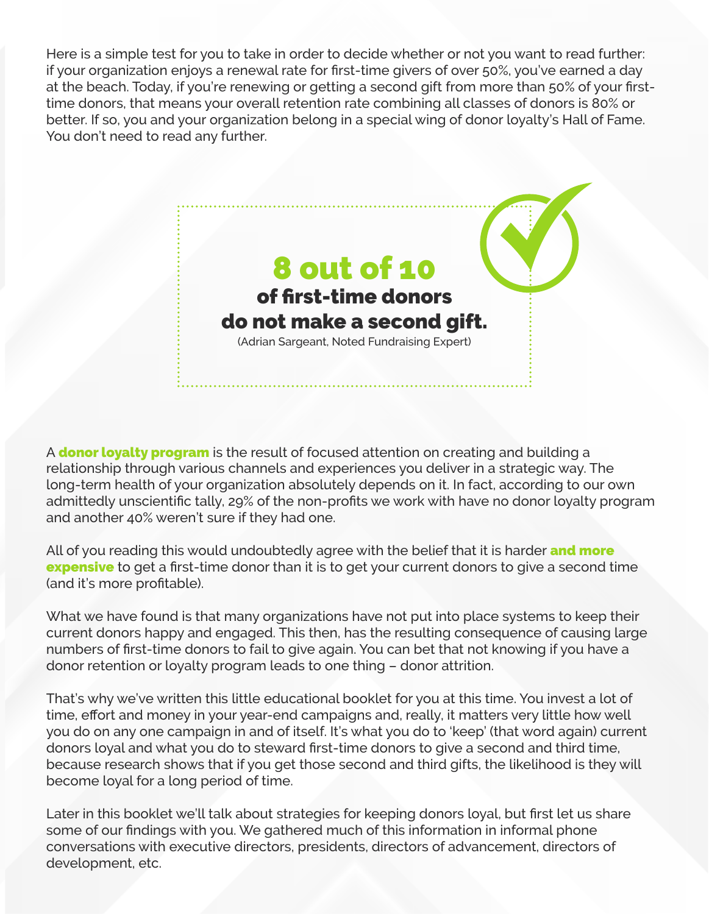Here is a simple test for you to take in order to decide whether or not you want to read further: if your organization enjoys a renewal rate for first-time givers of over 50%, you've earned a day at the beach. Today, if you're renewing or getting a second gift from more than 50% of your first-time donors, that means your overall retention rate combining all classes of donors is 80% or better. If so, you and your organization belong in a special wing of donor loyalty's Hall of Fame. You don't need to read any further.

> **8 out of 10**
> **of first-time donors do not make a second gift.**
> (Adrian Sargeant, Noted Fundraising Expert)

A **donor loyalty program** is the result of focused attention on creating and building a relationship through various channels and experiences you deliver in a strategic way. The long-term health of your organization absolutely depends on it. In fact, according to our own admittedly unscientific tally, 29% of the non-profits we work with have no donor loyalty program and another 40% weren't sure if they had one.

All of you reading this would undoubtedly agree with the belief that it is harder **and more expensive** to get a first-time donor than it is to get your current donors to give a second time (and it's more profitable).

What we have found is that many organizations have not put into place systems to keep their current donors happy and engaged. This then, has the resulting consequence of causing large numbers of first-time donors to fail to give again. You can bet that not knowing if you have a donor retention or loyalty program leads to one thing – donor attrition.

That's why we've written this little educational booklet for you at this time. You invest a lot of time, effort and money in your year-end campaigns and, really, it matters very little how well you do on any one campaign in and of itself. It's what you do to 'keep' (that word again) current donors loyal and what you do to steward first-time donors to give a second and third time, because research shows that if you get those second and third gifts, the likelihood is they will become loyal for a long period of time.

Later in this booklet we'll talk about strategies for keeping donors loyal, but first let us share some of our findings with you. We gathered much of this information in informal phone conversations with executive directors, presidents, directors of advancement, directors of development, etc.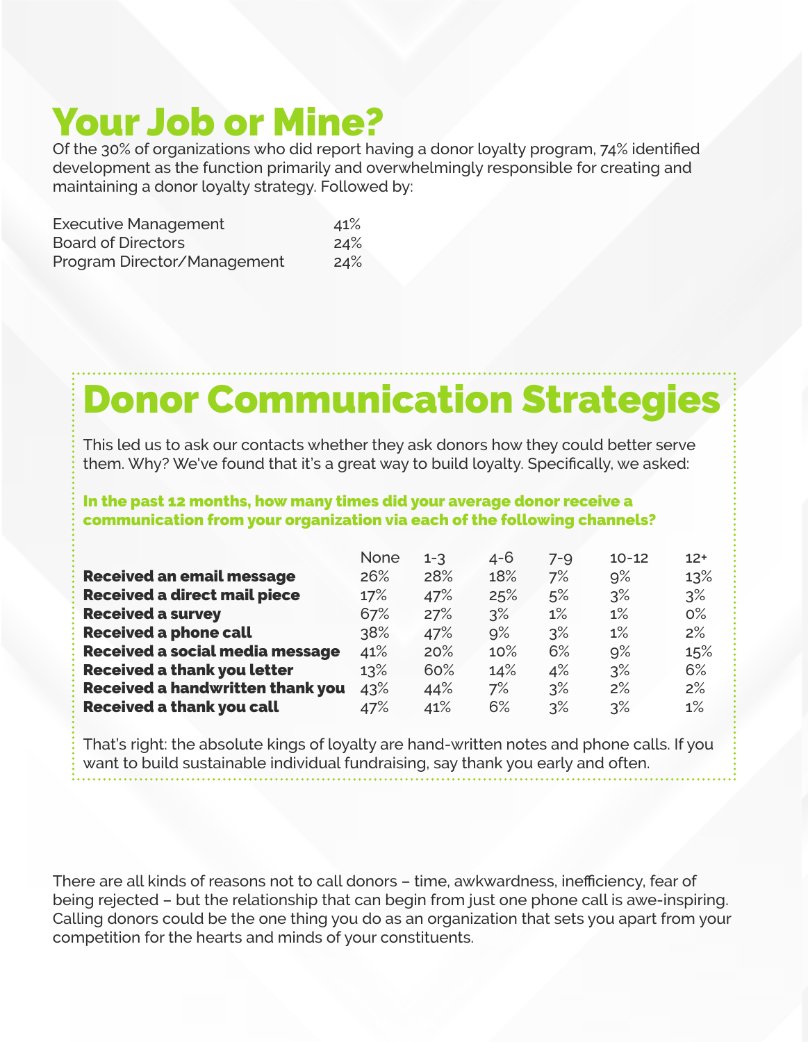# Your Job or Mine?

Of the 30% of organizations who did report having a donor loyalty program, 74% identified development as the function primarily and overwhelmingly responsible for creating and maintaining a donor loyalty strategy. Followed by:

| | |
|---|---|
| Executive Management | 41% |
| Board of Directors | 24% |
| Program Director/Management | 24% |

# Donor Communication Strategies

This led us to ask our contacts whether they ask donors how they could better serve them. Why? We've found that it's a great way to build loyalty. Specifically, we asked:

**In the past 12 months, how many times did your average donor receive a communication from your organization via each of the following channels?**

| | None | 1-3 | 4-6 | 7-9 | 10-12 | 12+ |
|---|---|---|---|---|---|---|
| **Received an email message** | 26% | 28% | 18% | 7% | 9% | 13% |
| **Received a direct mail piece** | 17% | 47% | 25% | 5% | 3% | 3% |
| **Received a survey** | 67% | 27% | 3% | 1% | 1% | 0% |
| **Received a phone call** | 38% | 47% | 9% | 3% | 1% | 2% |
| **Received a social media message** | 41% | 20% | 10% | 6% | 9% | 15% |
| **Received a thank you letter** | 13% | 60% | 14% | 4% | 3% | 6% |
| **Received a handwritten thank you** | 43% | 44% | 7% | 3% | 2% | 2% |
| **Received a thank you call** | 47% | 41% | 6% | 3% | 3% | 1% |

That's right: the absolute kings of loyalty are hand-written notes and phone calls. If you want to build sustainable individual fundraising, say thank you early and often.

There are all kinds of reasons not to call donors – time, awkwardness, inefficiency, fear of being rejected – but the relationship that can begin from just one phone call is awe-inspiring. Calling donors could be the one thing you do as an organization that sets you apart from your competition for the hearts and minds of your constituents.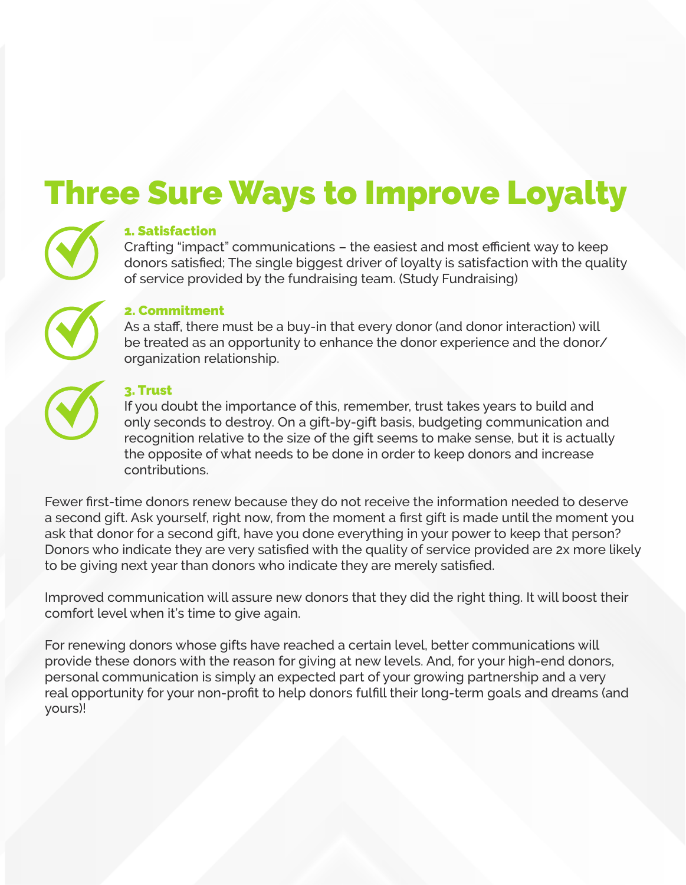# Three Sure Ways to Improve Loyalty

### 1. Satisfaction

Crafting "impact" communications – the easiest and most efficient way to keep donors satisfied; The single biggest driver of loyalty is satisfaction with the quality of service provided by the fundraising team. (Study Fundraising)

### 2. Commitment

As a staff, there must be a buy-in that every donor (and donor interaction) will be treated as an opportunity to enhance the donor experience and the donor/organization relationship.

### 3. Trust

If you doubt the importance of this, remember, trust takes years to build and only seconds to destroy. On a gift-by-gift basis, budgeting communication and recognition relative to the size of the gift seems to make sense, but it is actually the opposite of what needs to be done in order to keep donors and increase contributions.

Fewer first-time donors renew because they do not receive the information needed to deserve a second gift. Ask yourself, right now, from the moment a first gift is made until the moment you ask that donor for a second gift, have you done everything in your power to keep that person? Donors who indicate they are very satisfied with the quality of service provided are 2x more likely to be giving next year than donors who indicate they are merely satisfied.

Improved communication will assure new donors that they did the right thing. It will boost their comfort level when it's time to give again.

For renewing donors whose gifts have reached a certain level, better communications will provide these donors with the reason for giving at new levels. And, for your high-end donors, personal communication is simply an expected part of your growing partnership and a very real opportunity for your non-profit to help donors fulfill their long-term goals and dreams (and yours)!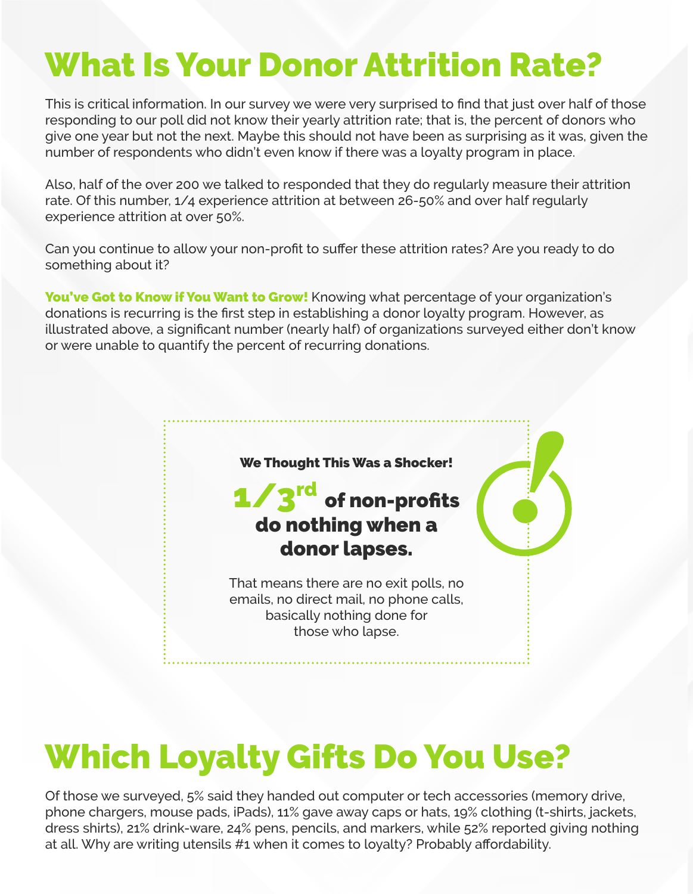# What Is Your Donor Attrition Rate?

This is critical information. In our survey we were very surprised to find that just over half of those responding to our poll did not know their yearly attrition rate; that is, the percent of donors who give one year but not the next. Maybe this should not have been as surprising as it was, given the number of respondents who didn't even know if there was a loyalty program in place.

Also, half of the over 200 we talked to responded that they do regularly measure their attrition rate. Of this number, 1/4 experience attrition at between 26-50% and over half regularly experience attrition at over 50%.

Can you continue to allow your non-profit to suffer these attrition rates? Are you ready to do something about it?

**You've Got to Know if You Want to Grow!** Knowing what percentage of your organization's donations is recurring is the first step in establishing a donor loyalty program. However, as illustrated above, a significant number (nearly half) of organizations surveyed either don't know or were unable to quantify the percent of recurring donations.

**We Thought This Was a Shocker!**

**1/3rd of non-profits do nothing when a donor lapses.**

That means there are no exit polls, no emails, no direct mail, no phone calls, basically nothing done for those who lapse.

# Which Loyalty Gifts Do You Use?

Of those we surveyed, 5% said they handed out computer or tech accessories (memory drive, phone chargers, mouse pads, iPads), 11% gave away caps or hats, 19% clothing (t-shirts, jackets, dress shirts), 21% drink-ware, 24% pens, pencils, and markers, while 52% reported giving nothing at all. Why are writing utensils #1 when it comes to loyalty? Probably affordability.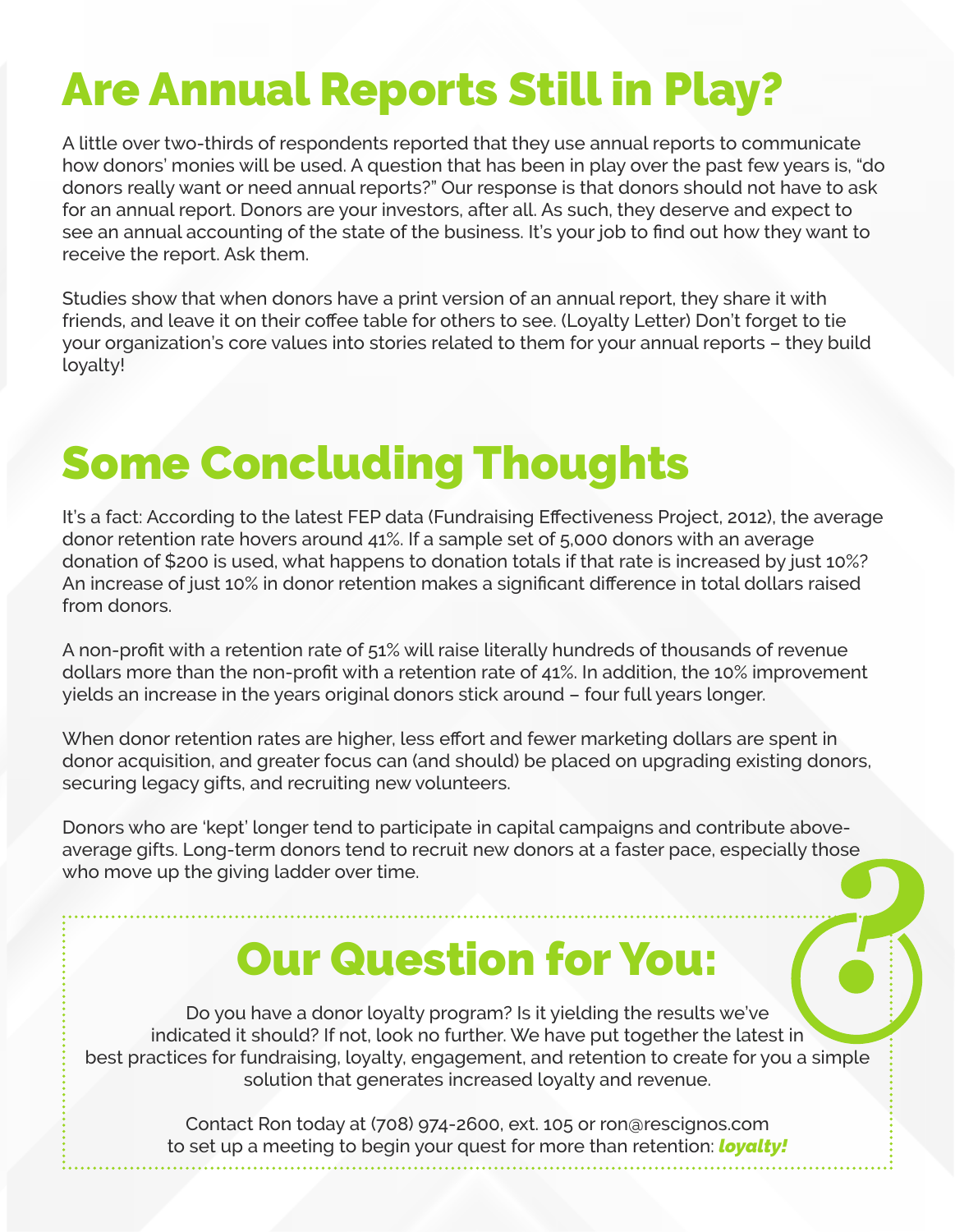# Are Annual Reports Still in Play?

A little over two-thirds of respondents reported that they use annual reports to communicate how donors' monies will be used. A question that has been in play over the past few years is, "do donors really want or need annual reports?" Our response is that donors should not have to ask for an annual report. Donors are your investors, after all. As such, they deserve and expect to see an annual accounting of the state of the business. It's your job to find out how they want to receive the report. Ask them.

Studies show that when donors have a print version of an annual report, they share it with friends, and leave it on their coffee table for others to see. (Loyalty Letter) Don't forget to tie your organization's core values into stories related to them for your annual reports – they build loyalty!

# Some Concluding Thoughts

It's a fact: According to the latest FEP data (Fundraising Effectiveness Project, 2012), the average donor retention rate hovers around 41%. If a sample set of 5,000 donors with an average donation of $200 is used, what happens to donation totals if that rate is increased by just 10%? An increase of just 10% in donor retention makes a significant difference in total dollars raised from donors.

A non-profit with a retention rate of 51% will raise literally hundreds of thousands of revenue dollars more than the non-profit with a retention rate of 41%. In addition, the 10% improvement yields an increase in the years original donors stick around – four full years longer.

When donor retention rates are higher, less effort and fewer marketing dollars are spent in donor acquisition, and greater focus can (and should) be placed on upgrading existing donors, securing legacy gifts, and recruiting new volunteers.

Donors who are 'kept' longer tend to participate in capital campaigns and contribute above-average gifts. Long-term donors tend to recruit new donors at a faster pace, especially those who move up the giving ladder over time.

## Our Question for You:

Do you have a donor loyalty program? Is it yielding the results we've indicated it should? If not, look no further. We have put together the latest in best practices for fundraising, loyalty, engagement, and retention to create for you a simple solution that generates increased loyalty and revenue.

Contact Ron today at (708) 974-2600, ext. 105 or ron@rescignos.com to set up a meeting to begin your quest for more than retention: ***loyalty!***